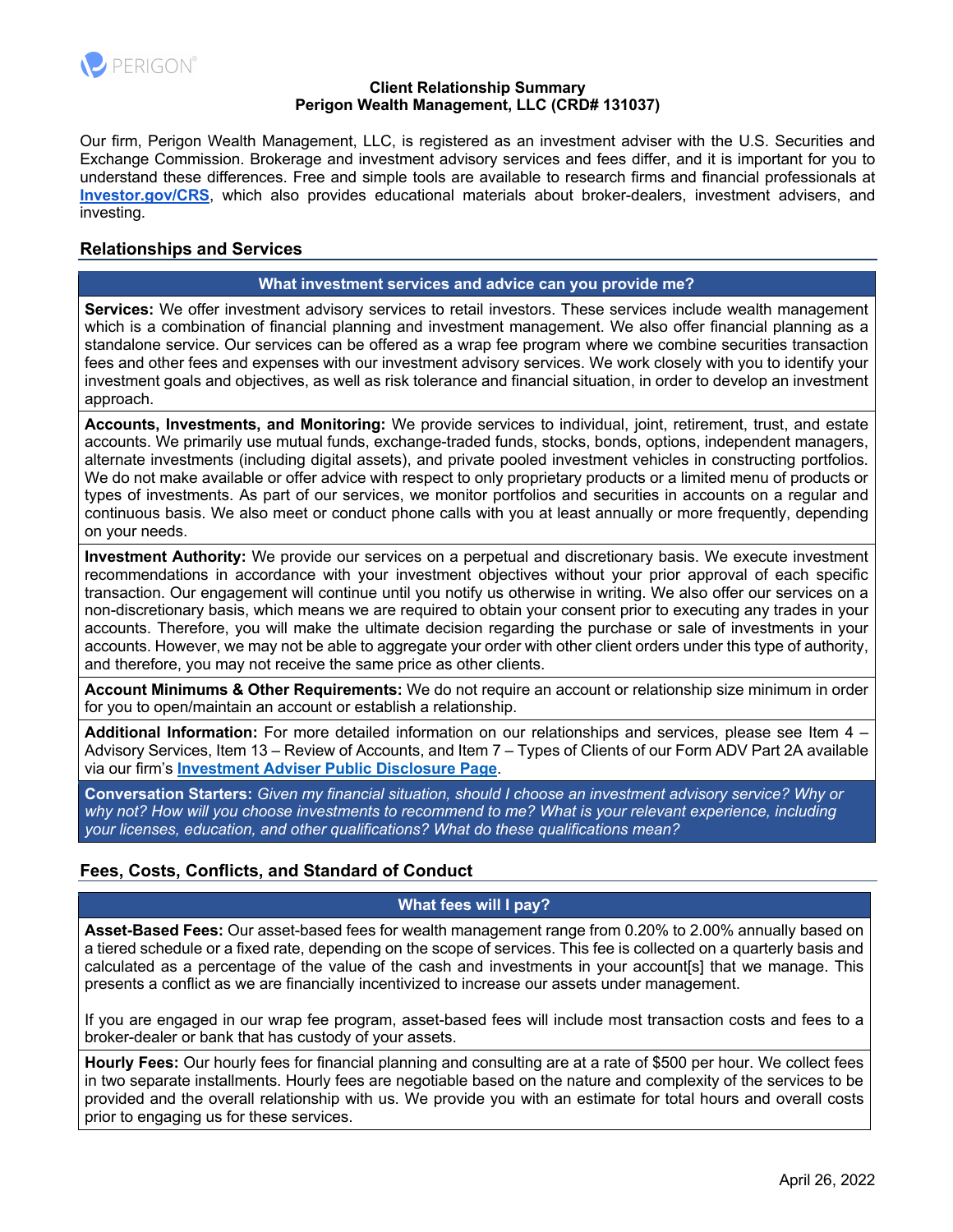# Client Relationship Summary
## Perigon Wealth Management, LLC (CRD# 131037)

Our firm, Perigon Wealth Management, LLC, is registered as an investment adviser with the U.S. Securities and Exchange Commission. Brokerage and investment advisory services and fees differ, and it is important for you to understand these differences. Free and simple tools are available to research firms and financial professionals at **Investor.gov/CRS**, which also provides educational materials about broker-dealers, investment advisers, and investing.

## Relationships and Services

### What investment services and advice can you provide me?

**Services:** We offer investment advisory services to retail investors. These services include wealth management which is a combination of financial planning and investment management. We also offer financial planning as a standalone service. Our services can be offered as a wrap fee program where we combine securities transaction fees and other fees and expenses with our investment advisory services. We work closely with you to identify your investment goals and objectives, as well as risk tolerance and financial situation, in order to develop an investment approach.

**Accounts, Investments, and Monitoring:** We provide services to individual, joint, retirement, trust, and estate accounts. We primarily use mutual funds, exchange-traded funds, stocks, bonds, options, independent managers, alternate investments (including digital assets), and private pooled investment vehicles in constructing portfolios. We do not make available or offer advice with respect to only proprietary products or a limited menu of products or types of investments. As part of our services, we monitor portfolios and securities in accounts on a regular and continuous basis. We also meet or conduct phone calls with you at least annually or more frequently, depending on your needs.

**Investment Authority:** We provide our services on a perpetual and discretionary basis. We execute investment recommendations in accordance with your investment objectives without your prior approval of each specific transaction. Our engagement will continue until you notify us otherwise in writing. We also offer our services on a non-discretionary basis, which means we are required to obtain your consent prior to executing any trades in your accounts. Therefore, you will make the ultimate decision regarding the purchase or sale of investments in your accounts. However, we may not be able to aggregate your order with other client orders under this type of authority, and therefore, you may not receive the same price as other clients.

**Account Minimums & Other Requirements:** We do not require an account or relationship size minimum in order for you to open/maintain an account or establish a relationship.

**Additional Information:** For more detailed information on our relationships and services, please see Item 4 – Advisory Services, Item 13 – Review of Accounts, and Item 7 – Types of Clients of our Form ADV Part 2A available via our firm's **Investment Adviser Public Disclosure Page**.

**Conversation Starters:** *Given my financial situation, should I choose an investment advisory service? Why or why not? How will you choose investments to recommend to me? What is your relevant experience, including your licenses, education, and other qualifications? What do these qualifications mean?*

## Fees, Costs, Conflicts, and Standard of Conduct

### What fees will I pay?

**Asset-Based Fees:** Our asset-based fees for wealth management range from 0.20% to 2.00% annually based on a tiered schedule or a fixed rate, depending on the scope of services. This fee is collected on a quarterly basis and calculated as a percentage of the value of the cash and investments in your account[s] that we manage. This presents a conflict as we are financially incentivized to increase our assets under management.

If you are engaged in our wrap fee program, asset-based fees will include most transaction costs and fees to a broker-dealer or bank that has custody of your assets.

**Hourly Fees:** Our hourly fees for financial planning and consulting are at a rate of $500 per hour. We collect fees in two separate installments. Hourly fees are negotiable based on the nature and complexity of the services to be provided and the overall relationship with us. We provide you with an estimate for total hours and overall costs prior to engaging us for these services.

April 26, 2022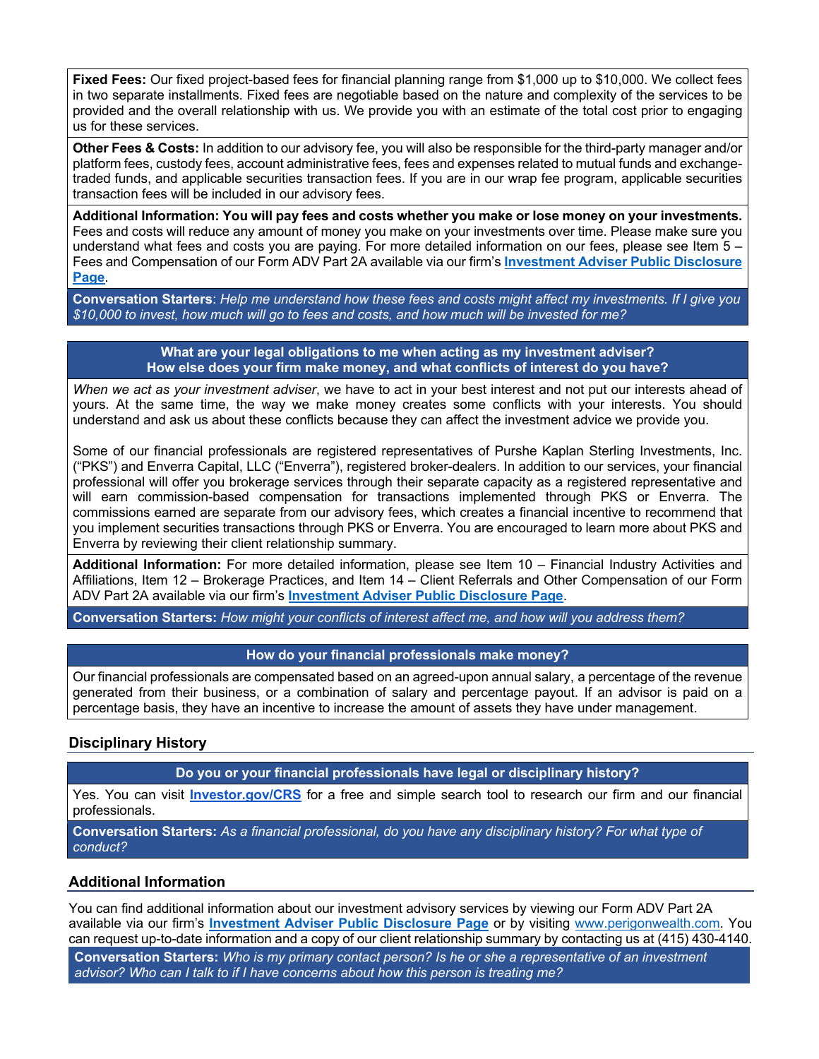**Fixed Fees:** Our fixed project-based fees for financial planning range from $1,000 up to $10,000. We collect fees in two separate installments. Fixed fees are negotiable based on the nature and complexity of the services to be provided and the overall relationship with us. We provide you with an estimate of the total cost prior to engaging us for these services.

**Other Fees & Costs:** In addition to our advisory fee, you will also be responsible for the third-party manager and/or platform fees, custody fees, account administrative fees, fees and expenses related to mutual funds and exchange-traded funds, and applicable securities transaction fees. If you are in our wrap fee program, applicable securities transaction fees will be included in our advisory fees.

**Additional Information: You will pay fees and costs whether you make or lose money on your investments.** Fees and costs will reduce any amount of money you make on your investments over time. Please make sure you understand what fees and costs you are paying. For more detailed information on our fees, please see Item 5 – Fees and Compensation of our Form ADV Part 2A available via our firm's **Investment Adviser Public Disclosure Page**.

**Conversation Starters**: *Help me understand how these fees and costs might affect my investments. If I give you $10,000 to invest, how much will go to fees and costs, and how much will be invested for me?*

**What are your legal obligations to me when acting as my investment adviser? How else does your firm make money, and what conflicts of interest do you have?**

*When we act as your investment adviser*, we have to act in your best interest and not put our interests ahead of yours. At the same time, the way we make money creates some conflicts with your interests. You should understand and ask us about these conflicts because they can affect the investment advice we provide you.

Some of our financial professionals are registered representatives of Purshe Kaplan Sterling Investments, Inc. ("PKS") and Enverra Capital, LLC ("Enverra"), registered broker-dealers. In addition to our services, your financial professional will offer you brokerage services through their separate capacity as a registered representative and will earn commission-based compensation for transactions implemented through PKS or Enverra. The commissions earned are separate from our advisory fees, which creates a financial incentive to recommend that you implement securities transactions through PKS or Enverra. You are encouraged to learn more about PKS and Enverra by reviewing their client relationship summary.

**Additional Information:** For more detailed information, please see Item 10 – Financial Industry Activities and Affiliations, Item 12 – Brokerage Practices, and Item 14 – Client Referrals and Other Compensation of our Form ADV Part 2A available via our firm's **Investment Adviser Public Disclosure Page**.

**Conversation Starters:** *How might your conflicts of interest affect me, and how will you address them?*

**How do your financial professionals make money?**

Our financial professionals are compensated based on an agreed-upon annual salary, a percentage of the revenue generated from their business, or a combination of salary and percentage payout. If an advisor is paid on a percentage basis, they have an incentive to increase the amount of assets they have under management.

## Disciplinary History

**Do you or your financial professionals have legal or disciplinary history?**

Yes. You can visit **Investor.gov/CRS** for a free and simple search tool to research our firm and our financial professionals.

**Conversation Starters:** *As a financial professional, do you have any disciplinary history? For what type of conduct?*

## Additional Information

You can find additional information about our investment advisory services by viewing our Form ADV Part 2A available via our firm's **Investment Adviser Public Disclosure Page** or by visiting www.perigonwealth.com. You can request up-to-date information and a copy of our client relationship summary by contacting us at (415) 430-4140.

**Conversation Starters:** *Who is my primary contact person? Is he or she a representative of an investment advisor? Who can I talk to if I have concerns about how this person is treating me?*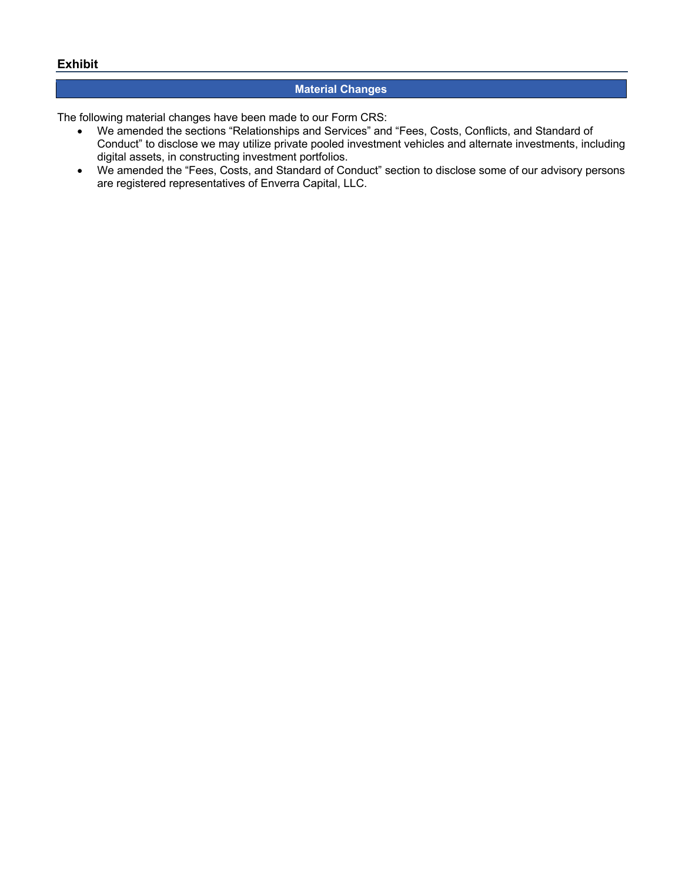## Exhibit

### Material Changes

The following material changes have been made to our Form CRS:

- We amended the sections "Relationships and Services" and "Fees, Costs, Conflicts, and Standard of Conduct" to disclose we may utilize private pooled investment vehicles and alternate investments, including digital assets, in constructing investment portfolios.
- We amended the "Fees, Costs, and Standard of Conduct" section to disclose some of our advisory persons are registered representatives of Enverra Capital, LLC.